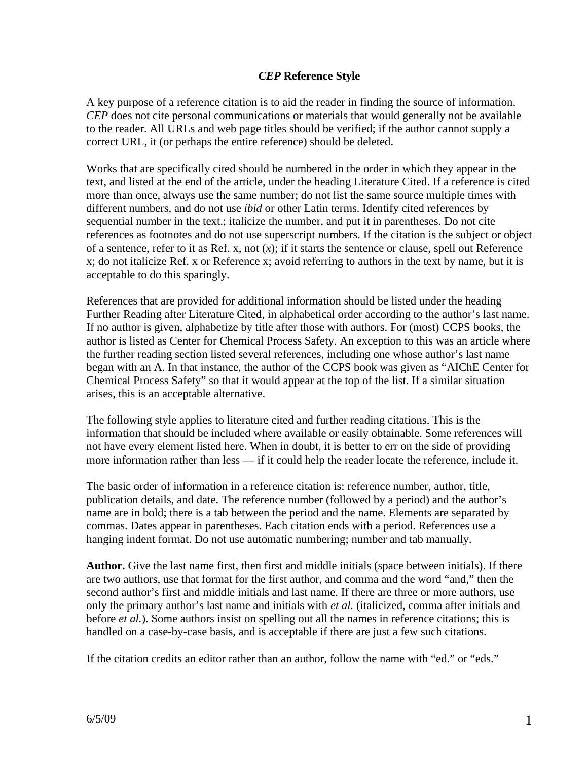# *CEP* Reference Style

A key purpose of a reference citation is to aid the reader in finding the source of information. *CEP* does not cite personal communications or materials that would generally not be available to the reader. All URLs and web page titles should be verified; if the author cannot supply a correct URL, it (or perhaps the entire reference) should be deleted.

Works that are specifically cited should be numbered in the order in which they appear in the text, and listed at the end of the article, under the heading Literature Cited. If a reference is cited more than once, always use the same number; do not list the same source multiple times with different numbers, and do not use *ibid* or other Latin terms. Identify cited references by sequential number in the text.; italicize the number, and put it in parentheses. Do not cite references as footnotes and do not use superscript numbers. If the citation is the subject or object of a sentence, refer to it as Ref. x, not (*x*); if it starts the sentence or clause, spell out Reference x; do not italicize Ref. x or Reference x; avoid referring to authors in the text by name, but it is acceptable to do this sparingly.

References that are provided for additional information should be listed under the heading Further Reading after Literature Cited, in alphabetical order according to the author's last name. If no author is given, alphabetize by title after those with authors. For (most) CCPS books, the author is listed as Center for Chemical Process Safety. An exception to this was an article where the further reading section listed several references, including one whose author's last name began with an A. In that instance, the author of the CCPS book was given as "AIChE Center for Chemical Process Safety" so that it would appear at the top of the list. If a similar situation arises, this is an acceptable alternative.

The following style applies to literature cited and further reading citations. This is the information that should be included where available or easily obtainable. Some references will not have every element listed here. When in doubt, it is better to err on the side of providing more information rather than less — if it could help the reader locate the reference, include it.

The basic order of information in a reference citation is: reference number, author, title, publication details, and date. The reference number (followed by a period) and the author's name are in bold; there is a tab between the period and the name. Elements are separated by commas. Dates appear in parentheses. Each citation ends with a period. References use a hanging indent format. Do not use automatic numbering; number and tab manually.

**Author.** Give the last name first, then first and middle initials (space between initials). If there are two authors, use that format for the first author, and comma and the word "and," then the second author's first and middle initials and last name. If there are three or more authors, use only the primary author's last name and initials with *et al.* (italicized, comma after initials and before *et al.*). Some authors insist on spelling out all the names in reference citations; this is handled on a case-by-case basis, and is acceptable if there are just a few such citations.

If the citation credits an editor rather than an author, follow the name with "ed." or "eds."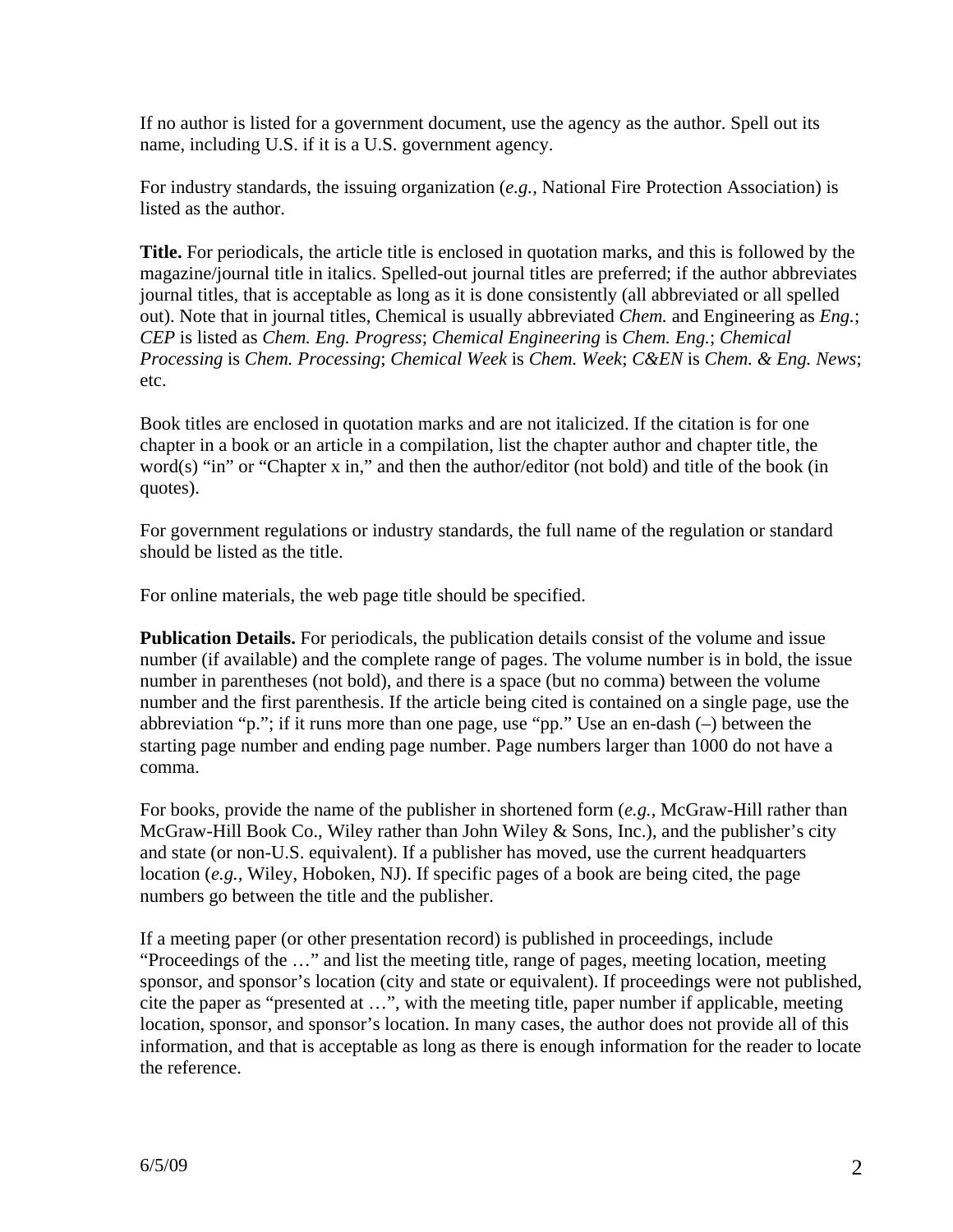If no author is listed for a government document, use the agency as the author. Spell out its name, including U.S. if it is a U.S. government agency.

For industry standards, the issuing organization (*e.g.*, National Fire Protection Association) is listed as the author.

**Title.** For periodicals, the article title is enclosed in quotation marks, and this is followed by the magazine/journal title in italics. Spelled-out journal titles are preferred; if the author abbreviates journal titles, that is acceptable as long as it is done consistently (all abbreviated or all spelled out). Note that in journal titles, Chemical is usually abbreviated *Chem.* and Engineering as *Eng.*; *CEP* is listed as *Chem. Eng. Progress*; *Chemical Engineering* is *Chem. Eng.*; *Chemical Processing* is *Chem. Processing*; *Chemical Week* is *Chem. Week*; *C&EN* is *Chem. & Eng. News*; etc.

Book titles are enclosed in quotation marks and are not italicized. If the citation is for one chapter in a book or an article in a compilation, list the chapter author and chapter title, the word(s) "in" or "Chapter x in," and then the author/editor (not bold) and title of the book (in quotes).

For government regulations or industry standards, the full name of the regulation or standard should be listed as the title.

For online materials, the web page title should be specified.

**Publication Details.** For periodicals, the publication details consist of the volume and issue number (if available) and the complete range of pages. The volume number is in bold, the issue number in parentheses (not bold), and there is a space (but no comma) between the volume number and the first parenthesis. If the article being cited is contained on a single page, use the abbreviation "p."; if it runs more than one page, use "pp." Use an en-dash (–) between the starting page number and ending page number. Page numbers larger than 1000 do not have a comma.

For books, provide the name of the publisher in shortened form (*e.g.*, McGraw-Hill rather than McGraw-Hill Book Co., Wiley rather than John Wiley & Sons, Inc.), and the publisher's city and state (or non-U.S. equivalent). If a publisher has moved, use the current headquarters location (*e.g.*, Wiley, Hoboken, NJ). If specific pages of a book are being cited, the page numbers go between the title and the publisher.

If a meeting paper (or other presentation record) is published in proceedings, include "Proceedings of the …" and list the meeting title, range of pages, meeting location, meeting sponsor, and sponsor's location (city and state or equivalent). If proceedings were not published, cite the paper as "presented at …", with the meeting title, paper number if applicable, meeting location, sponsor, and sponsor's location. In many cases, the author does not provide all of this information, and that is acceptable as long as there is enough information for the reader to locate the reference.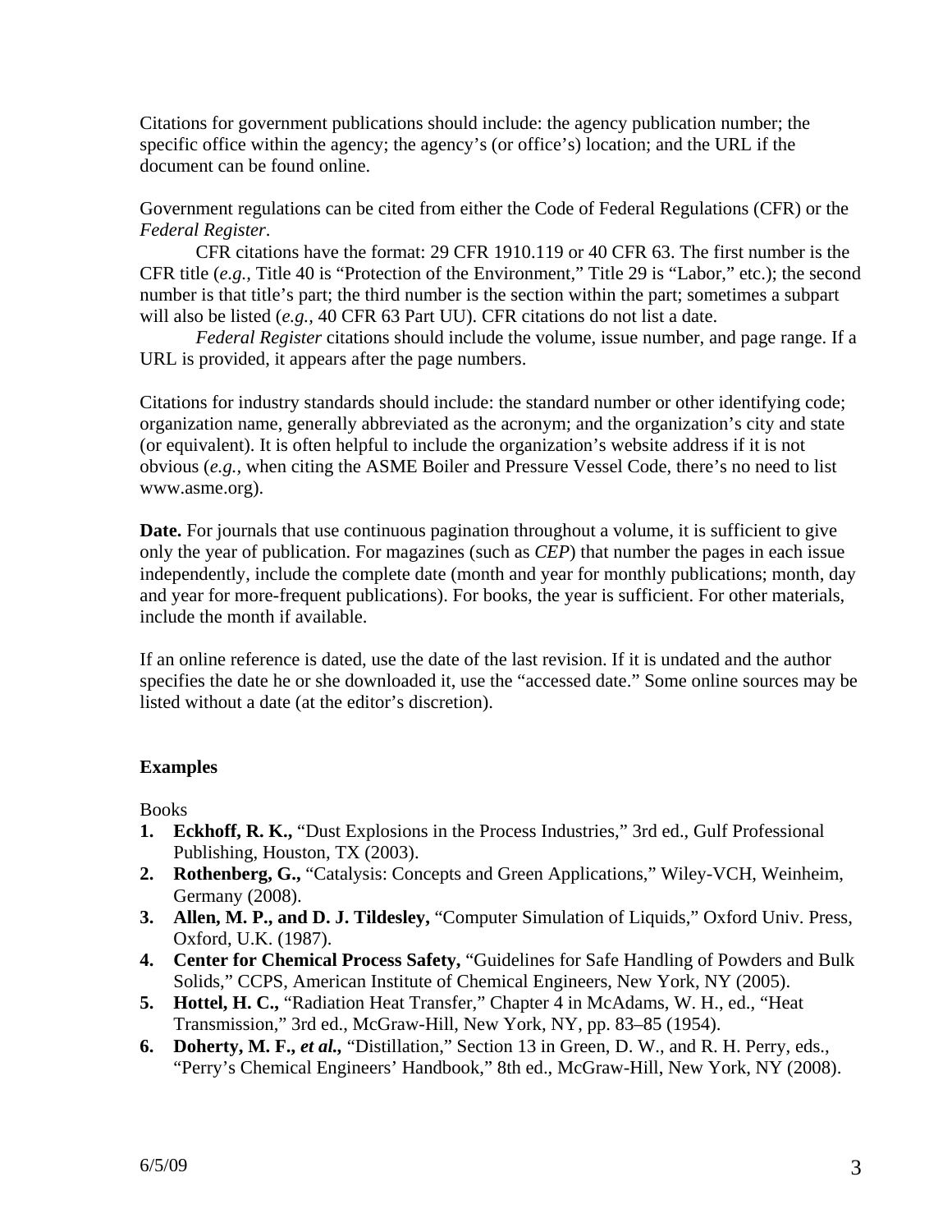Citations for government publications should include: the agency publication number; the specific office within the agency; the agency's (or office's) location; and the URL if the document can be found online.

Government regulations can be cited from either the Code of Federal Regulations (CFR) or the *Federal Register*.

CFR citations have the format: 29 CFR 1910.119 or 40 CFR 63. The first number is the CFR title (*e.g.,* Title 40 is "Protection of the Environment," Title 29 is "Labor," etc.); the second number is that title's part; the third number is the section within the part; sometimes a subpart will also be listed (*e.g.,* 40 CFR 63 Part UU). CFR citations do not list a date.

*Federal Register* citations should include the volume, issue number, and page range. If a URL is provided, it appears after the page numbers.

Citations for industry standards should include: the standard number or other identifying code; organization name, generally abbreviated as the acronym; and the organization's city and state (or equivalent). It is often helpful to include the organization's website address if it is not obvious (*e.g.*, when citing the ASME Boiler and Pressure Vessel Code, there's no need to list www.asme.org).

**Date.** For journals that use continuous pagination throughout a volume, it is sufficient to give only the year of publication. For magazines (such as *CEP*) that number the pages in each issue independently, include the complete date (month and year for monthly publications; month, day and year for more-frequent publications). For books, the year is sufficient. For other materials, include the month if available.

If an online reference is dated, use the date of the last revision. If it is undated and the author specifies the date he or she downloaded it, use the "accessed date." Some online sources may be listed without a date (at the editor's discretion).

### Examples

Books

1. **Eckhoff, R. K.,** "Dust Explosions in the Process Industries," 3rd ed., Gulf Professional Publishing, Houston, TX (2003).
2. **Rothenberg, G.,** "Catalysis: Concepts and Green Applications," Wiley-VCH, Weinheim, Germany (2008).
3. **Allen, M. P., and D. J. Tildesley,** "Computer Simulation of Liquids," Oxford Univ. Press, Oxford, U.K. (1987).
4. **Center for Chemical Process Safety,** "Guidelines for Safe Handling of Powders and Bulk Solids," CCPS, American Institute of Chemical Engineers, New York, NY (2005).
5. **Hottel, H. C.,** "Radiation Heat Transfer," Chapter 4 in McAdams, W. H., ed., "Heat Transmission," 3rd ed., McGraw-Hill, New York, NY, pp. 83–85 (1954).
6. **Doherty, M. F., *et al.,*** "Distillation," Section 13 in Green, D. W., and R. H. Perry, eds., "Perry's Chemical Engineers' Handbook," 8th ed., McGraw-Hill, New York, NY (2008).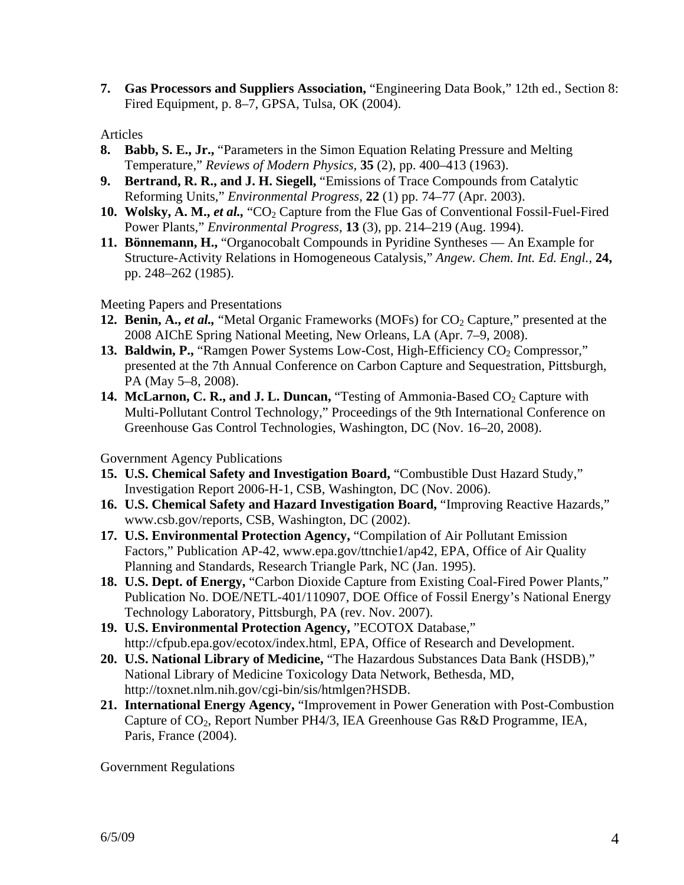7. **Gas Processors and Suppliers Association,** "Engineering Data Book," 12th ed., Section 8: Fired Equipment, p. 8–7, GPSA, Tulsa, OK (2004).

Articles

8. **Babb, S. E., Jr.,** "Parameters in the Simon Equation Relating Pressure and Melting Temperature," *Reviews of Modern Physics,* **35** (2), pp. 400–413 (1963).
9. **Bertrand, R. R., and J. H. Siegell,** "Emissions of Trace Compounds from Catalytic Reforming Units," *Environmental Progress,* **22** (1) pp. 74–77 (Apr. 2003).
10. **Wolsky, A. M.,** ***et al.,*** "$CO_2$ Capture from the Flue Gas of Conventional Fossil-Fuel-Fired Power Plants," *Environmental Progress,* **13** (3), pp. 214–219 (Aug. 1994).
11. **Bönnemann, H.,** "Organocobalt Compounds in Pyridine Syntheses — An Example for Structure-Activity Relations in Homogeneous Catalysis," *Angew. Chem. Int. Ed. Engl.,* **24,** pp. 248–262 (1985).

Meeting Papers and Presentations

12. **Benin, A.,** ***et al.,*** "Metal Organic Frameworks (MOFs) for $CO_2$ Capture," presented at the 2008 AIChE Spring National Meeting, New Orleans, LA (Apr. 7–9, 2008).
13. **Baldwin, P.,** "Ramgen Power Systems Low-Cost, High-Efficiency $CO_2$ Compressor," presented at the 7th Annual Conference on Carbon Capture and Sequestration, Pittsburgh, PA (May 5–8, 2008).
14. **McLarnon, C. R., and J. L. Duncan,** "Testing of Ammonia-Based $CO_2$ Capture with Multi-Pollutant Control Technology," Proceedings of the 9th International Conference on Greenhouse Gas Control Technologies, Washington, DC (Nov. 16–20, 2008).

Government Agency Publications

15. **U.S. Chemical Safety and Investigation Board,** "Combustible Dust Hazard Study," Investigation Report 2006-H-1, CSB, Washington, DC (Nov. 2006).
16. **U.S. Chemical Safety and Hazard Investigation Board,** "Improving Reactive Hazards," www.csb.gov/reports, CSB, Washington, DC (2002).
17. **U.S. Environmental Protection Agency,** "Compilation of Air Pollutant Emission Factors," Publication AP-42, www.epa.gov/ttnchie1/ap42, EPA, Office of Air Quality Planning and Standards, Research Triangle Park, NC (Jan. 1995).
18. **U.S. Dept. of Energy,** "Carbon Dioxide Capture from Existing Coal-Fired Power Plants," Publication No. DOE/NETL-401/110907, DOE Office of Fossil Energy's National Energy Technology Laboratory, Pittsburgh, PA (rev. Nov. 2007).
19. **U.S. Environmental Protection Agency,** "ECOTOX Database," http://cfpub.epa.gov/ecotox/index.html, EPA, Office of Research and Development.
20. **U.S. National Library of Medicine,** "The Hazardous Substances Data Bank (HSDB)," National Library of Medicine Toxicology Data Network, Bethesda, MD, http://toxnet.nlm.nih.gov/cgi-bin/sis/htmlgen?HSDB.
21. **International Energy Agency,** "Improvement in Power Generation with Post-Combustion Capture of $CO_2$, Report Number PH4/3, IEA Greenhouse Gas R&D Programme, IEA, Paris, France (2004).

Government Regulations

6/5/09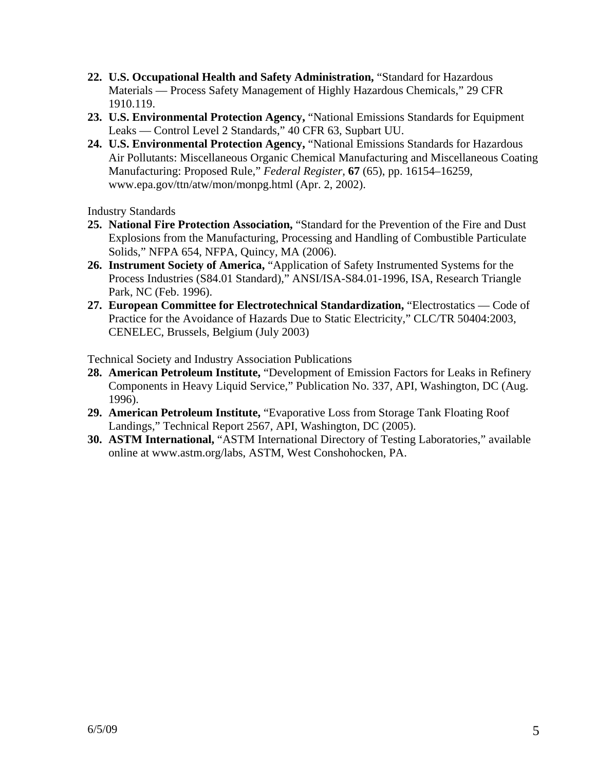22. **U.S. Occupational Health and Safety Administration,** "Standard for Hazardous Materials — Process Safety Management of Highly Hazardous Chemicals," 29 CFR 1910.119.
23. **U.S. Environmental Protection Agency,** "National Emissions Standards for Equipment Leaks — Control Level 2 Standards," 40 CFR 63, Supbart UU.
24. **U.S. Environmental Protection Agency,** "National Emissions Standards for Hazardous Air Pollutants: Miscellaneous Organic Chemical Manufacturing and Miscellaneous Coating Manufacturing: Proposed Rule," *Federal Register,* **67** (65), pp. 16154–16259, www.epa.gov/ttn/atw/mon/monpg.html (Apr. 2, 2002).

Industry Standards

25. **National Fire Protection Association,** "Standard for the Prevention of the Fire and Dust Explosions from the Manufacturing, Processing and Handling of Combustible Particulate Solids," NFPA 654, NFPA, Quincy, MA (2006).
26. **Instrument Society of America,** "Application of Safety Instrumented Systems for the Process Industries (S84.01 Standard)," ANSI/ISA-S84.01-1996, ISA, Research Triangle Park, NC (Feb. 1996).
27. **European Committee for Electrotechnical Standardization,** "Electrostatics — Code of Practice for the Avoidance of Hazards Due to Static Electricity," CLC/TR 50404:2003, CENELEC, Brussels, Belgium (July 2003)

Technical Society and Industry Association Publications

28. **American Petroleum Institute,** "Development of Emission Factors for Leaks in Refinery Components in Heavy Liquid Service," Publication No. 337, API, Washington, DC (Aug. 1996).
29. **American Petroleum Institute,** "Evaporative Loss from Storage Tank Floating Roof Landings," Technical Report 2567, API, Washington, DC (2005).
30. **ASTM International,** "ASTM International Directory of Testing Laboratories," available online at www.astm.org/labs, ASTM, West Conshohocken, PA.